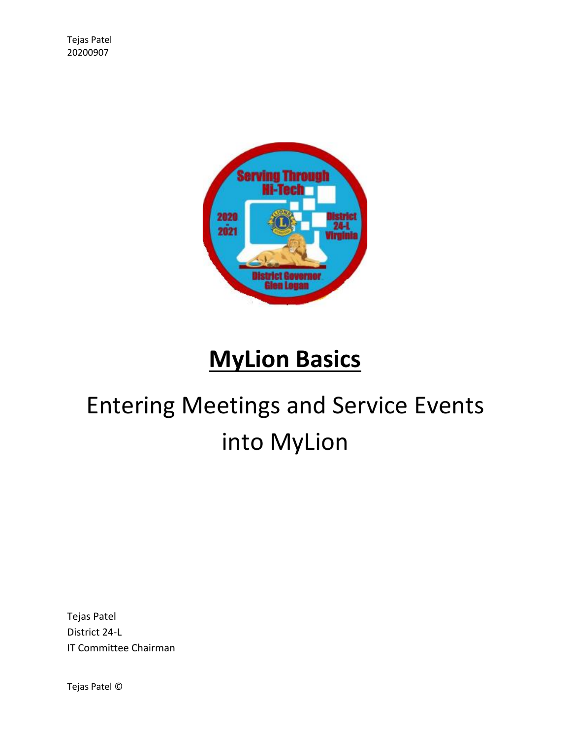Tejas Patel
20200907

# MyLion Basics

## Entering Meetings and Service Events into MyLion

Tejas Patel
District 24-L
IT Committee Chairman

Tejas Patel ©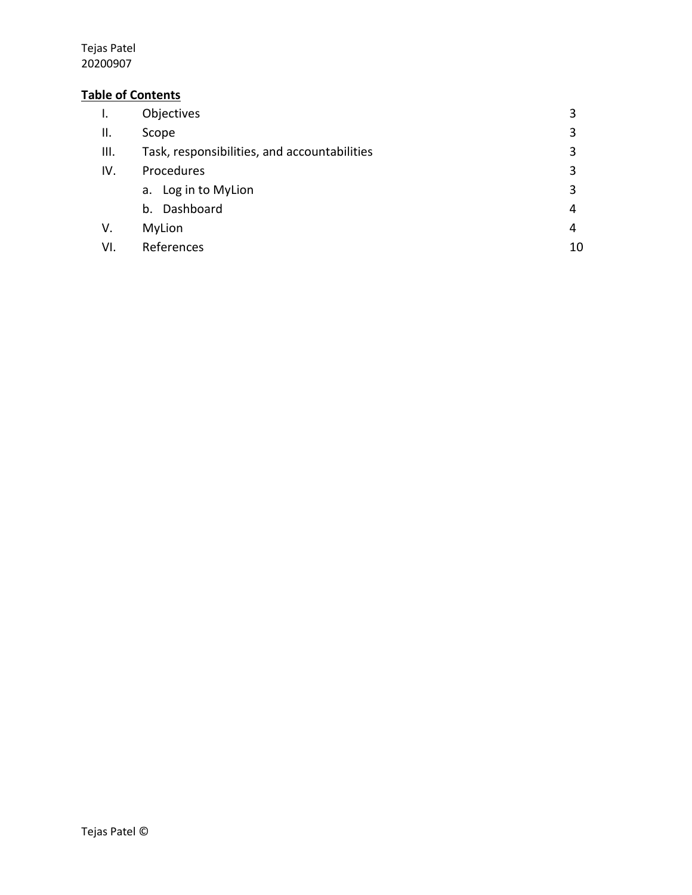Tejas Patel
20200907

**<u>Table of Contents</u>**

| | | |
|---|---|---|
| I. | Objectives | 3 |
| II. | Scope | 3 |
| III. | Task, responsibilities, and accountabilities | 3 |
| IV. | Procedures | 3 |
| | a. Log in to MyLion | 3 |
| | b. Dashboard | 4 |
| V. | MyLion | 4 |
| VI. | References | 10 |

Tejas Patel ©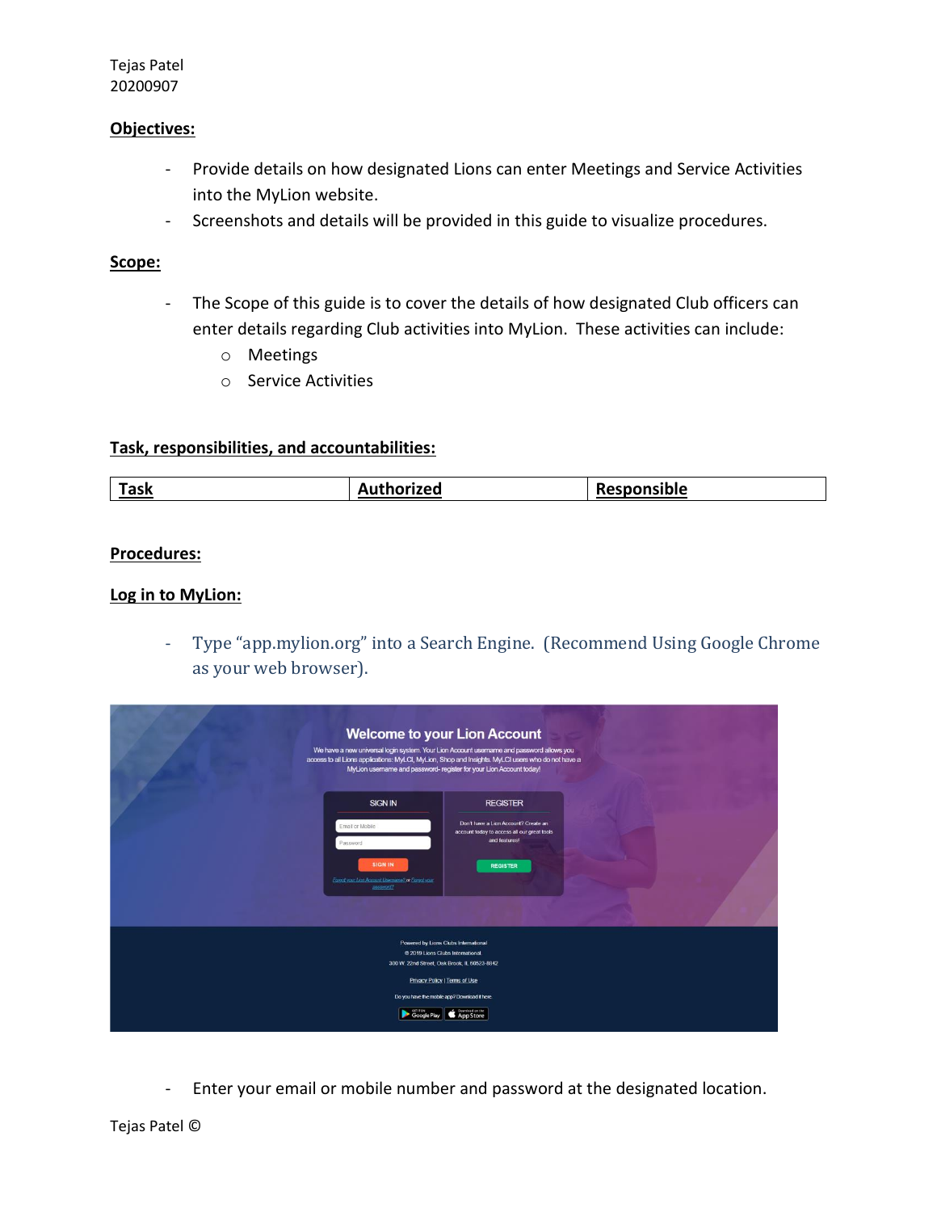Tejas Patel
20200907

**Objectives:**

- Provide details on how designated Lions can enter Meetings and Service Activities into the MyLion website.
- Screenshots and details will be provided in this guide to visualize procedures.

**Scope:**

- The Scope of this guide is to cover the details of how designated Club officers can enter details regarding Club activities into MyLion. These activities can include:
  - Meetings
  - Service Activities

**Task, responsibilities, and accountabilities:**

| Task | Authorized | Responsible |
|---|---|---|

**Procedures:**

**Log in to MyLion:**

- Type "app.mylion.org" into a Search Engine. (Recommend Using Google Chrome as your web browser).

- Enter your email or mobile number and password at the designated location.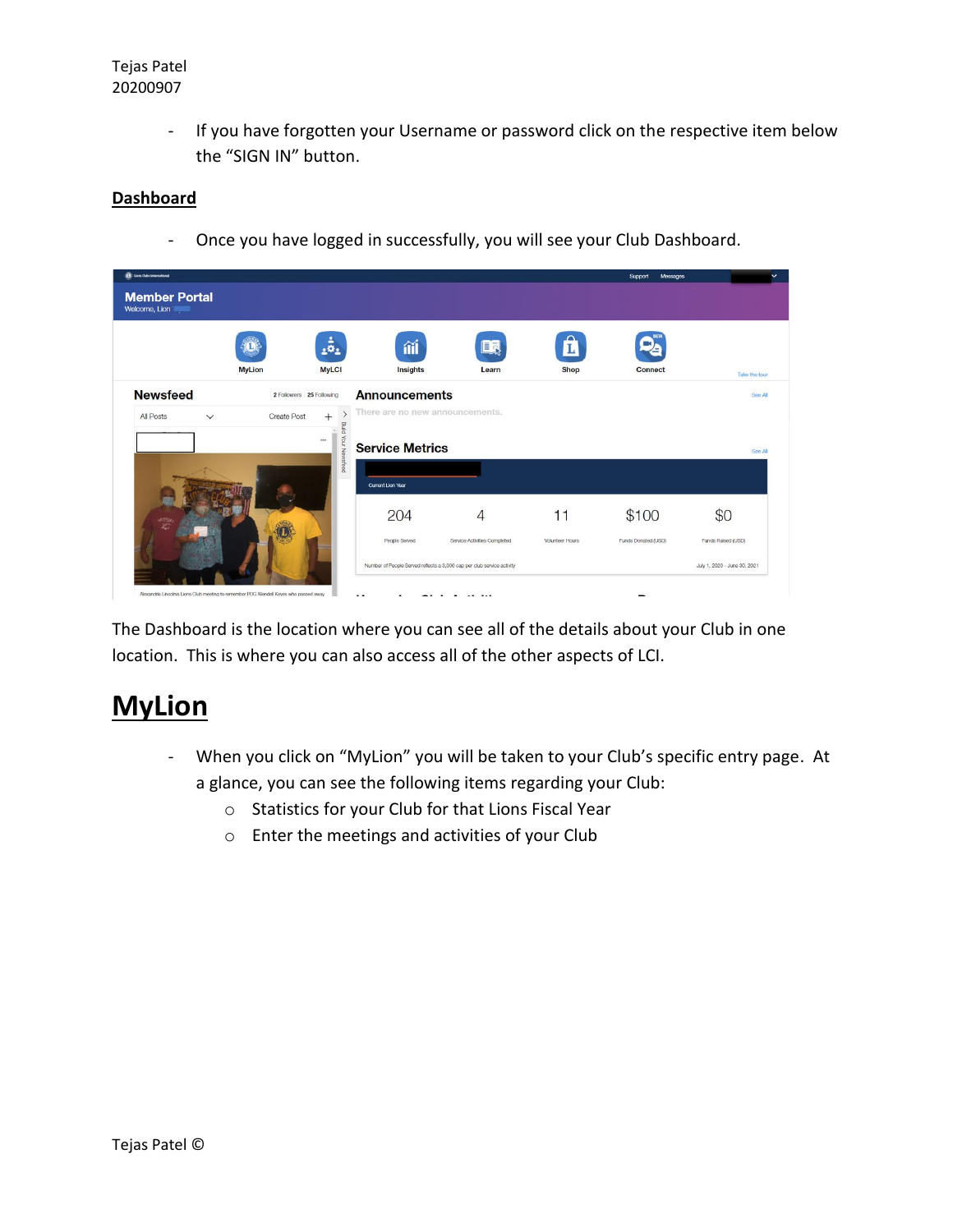- If you have forgotten your Username or password click on the respective item below the "SIGN IN" button.

**Dashboard**

- Once you have logged in successfully, you will see your Club Dashboard.

The Dashboard is the location where you can see all of the details about your Club in one location. This is where you can also access all of the other aspects of LCI.

# MyLion

- When you click on "MyLion" you will be taken to your Club's specific entry page. At a glance, you can see the following items regarding your Club:
  - Statistics for your Club for that Lions Fiscal Year
  - Enter the meetings and activities of your Club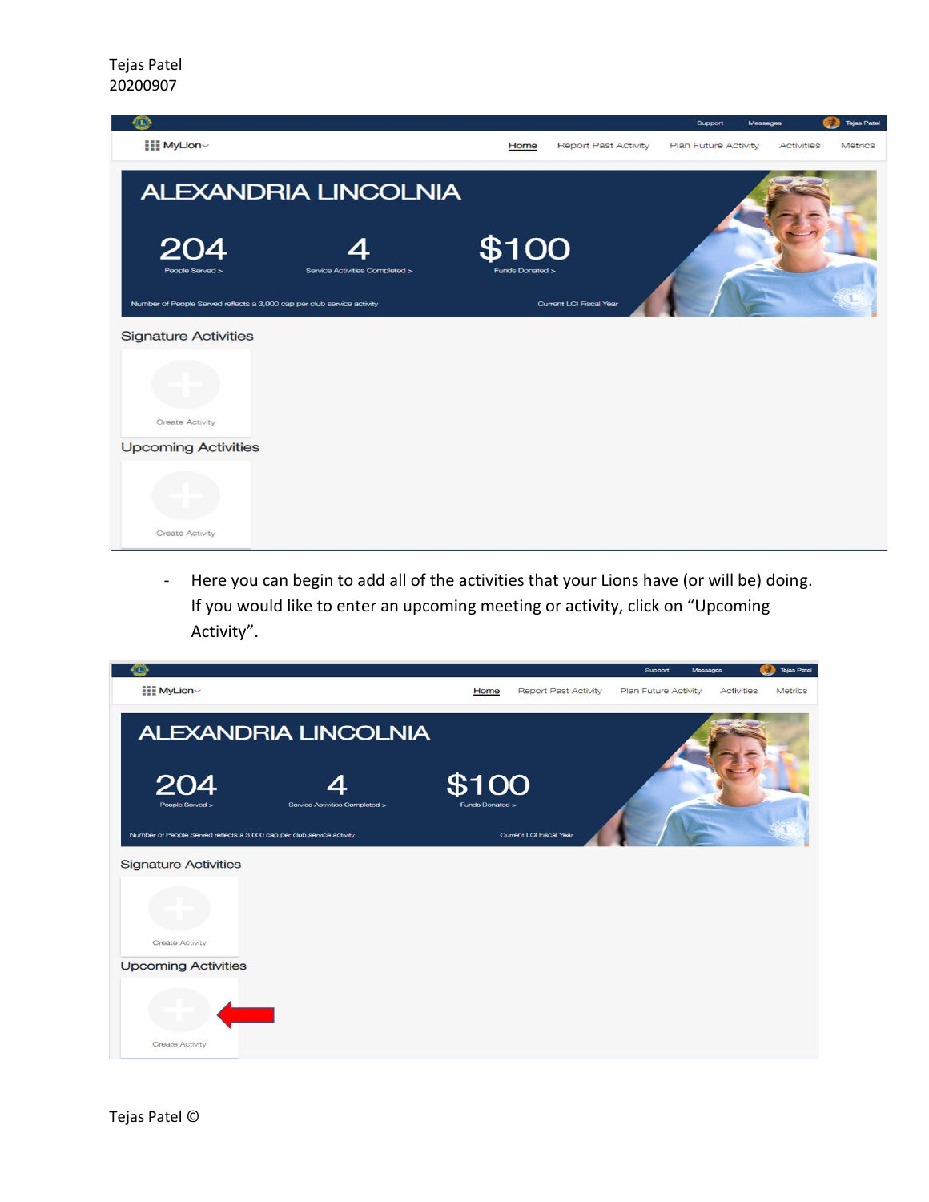- Here you can begin to add all of the activities that your Lions have (or will be) doing. If you would like to enter an upcoming meeting or activity, click on "Upcoming Activity".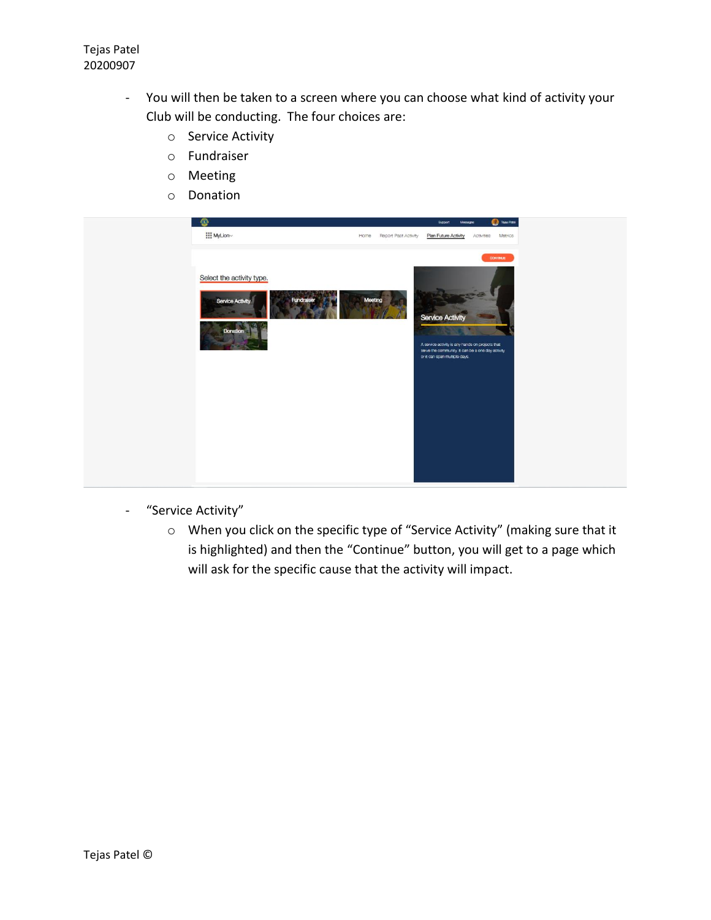- You will then be taken to a screen where you can choose what kind of activity your Club will be conducting. The four choices are:
    - Service Activity
    - Fundraiser
    - Meeting
    - Donation

- "Service Activity"
    - When you click on the specific type of "Service Activity" (making sure that it is highlighted) and then the "Continue" button, you will get to a page which will ask for the specific cause that the activity will impact.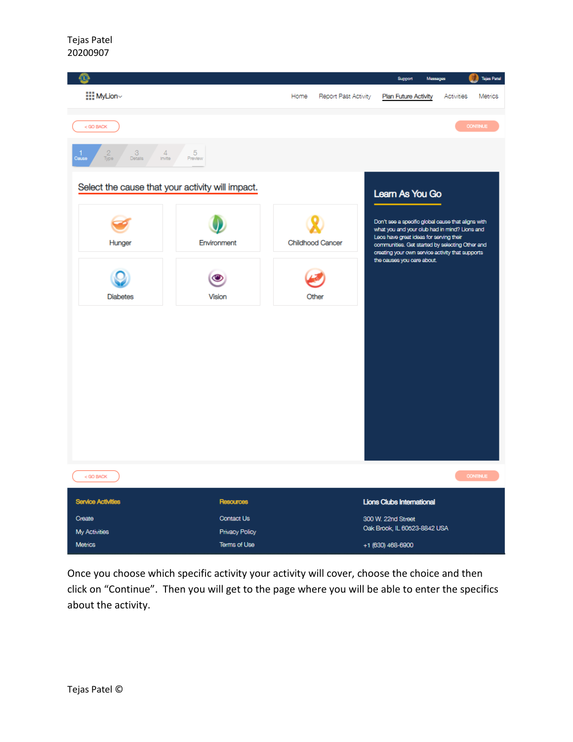Once you choose which specific activity your activity will cover, choose the choice and then click on “Continue”. Then you will get to the page where you will be able to enter the specifics about the activity.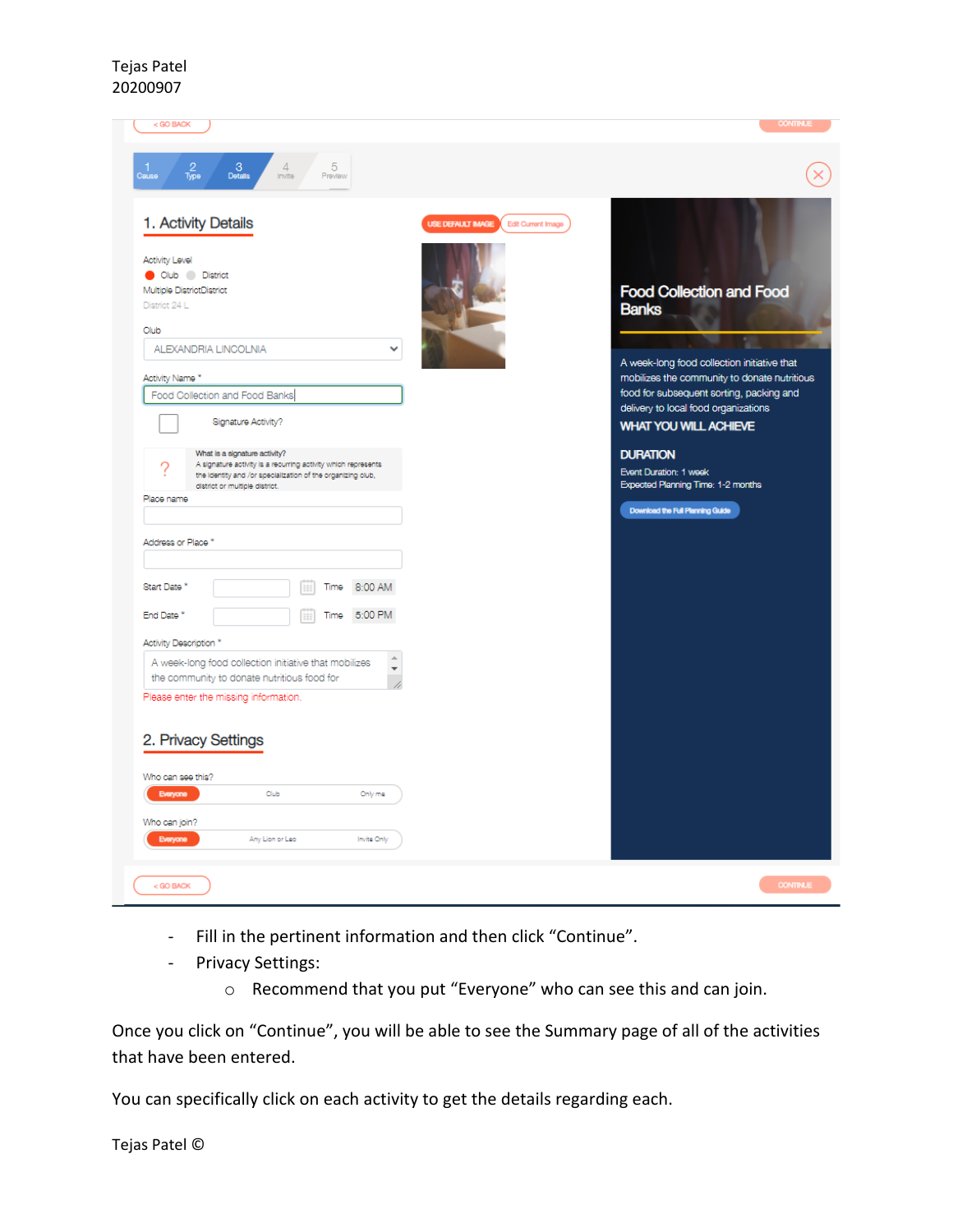- Fill in the pertinent information and then click "Continue".
- Privacy Settings:
  - Recommend that you put "Everyone" who can see this and can join.

Once you click on "Continue", you will be able to see the Summary page of all of the activities that have been entered.

You can specifically click on each activity to get the details regarding each.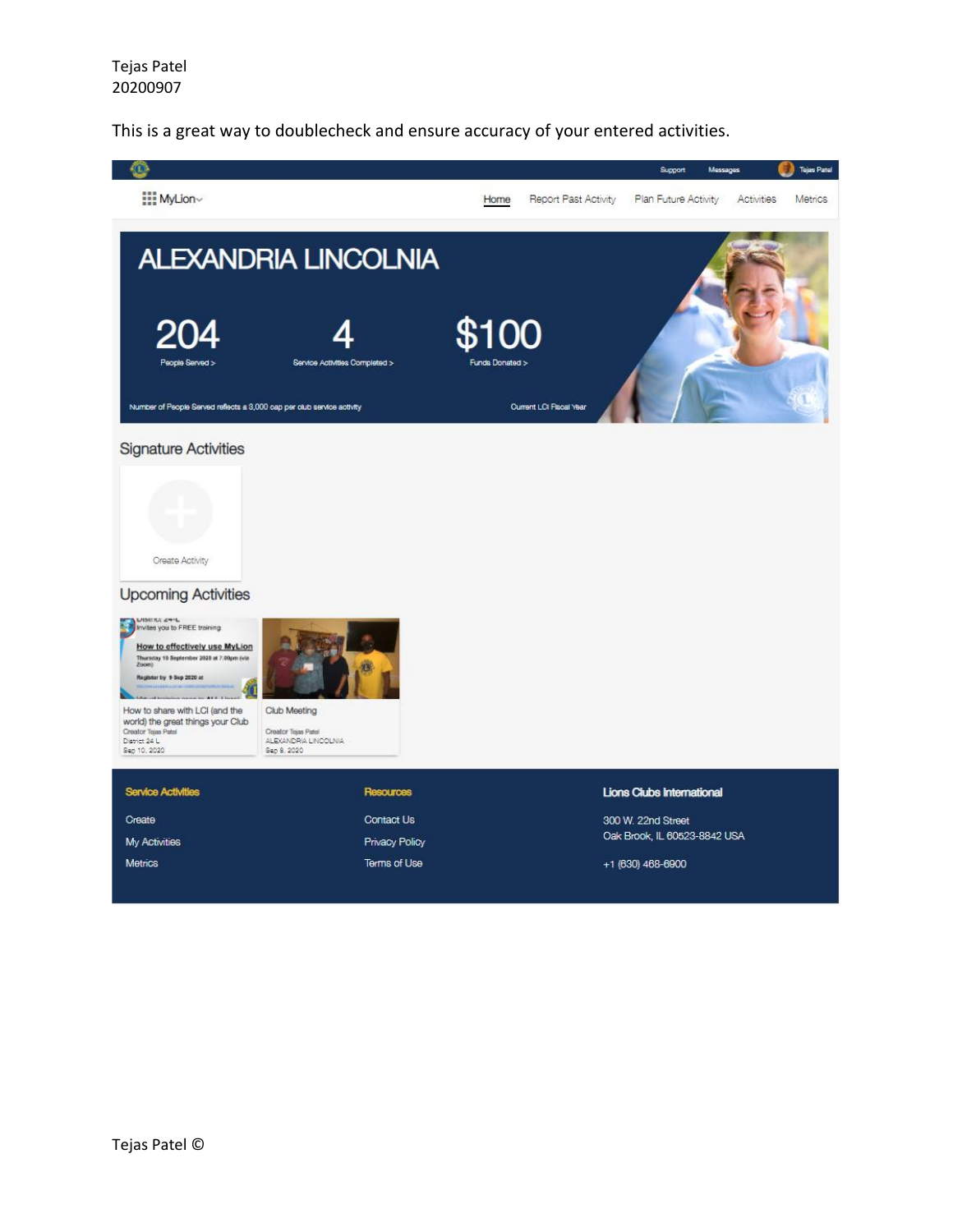Tejas Patel
20200907

This is a great way to doublecheck and ensure accuracy of your entered activities.

Support Messages Tejas Patel

MyLion

Home | Report Past Activity | Plan Future Activity | Activities | Metrics

# ALEXANDRIA LINCOLNIA

**204**
People Served >

**4**
Service Activities Completed >

**$100**
Funds Donated >

Number of People Served reflects a 3,000 cap per club service activity

Current LCI Fiscal Year

## Signature Activities

Create Activity

## Upcoming Activities

District 24-L
Invites you to FREE training:
How to effectively use MyLion
Thursday 10 September 2020 at 7.00pm (via Zoom)
Register by 9 Sep 2020 at

How to share with LCI (and the world) the great things your Club
Creator Tejas Patel
District 24 L
Sep 10, 2020

Club Meeting
Creator Tejas Patel
ALEXANDRIA LINCOLNIA
Sep 8, 2020

**Service Activities**
Create
My Activities
Metrics

**Resources**
Contact Us
Privacy Policy
Terms of Use

**Lions Clubs International**
300 W. 22nd Street
Oak Brook, IL 60523-8842 USA
+1 (630) 468-6900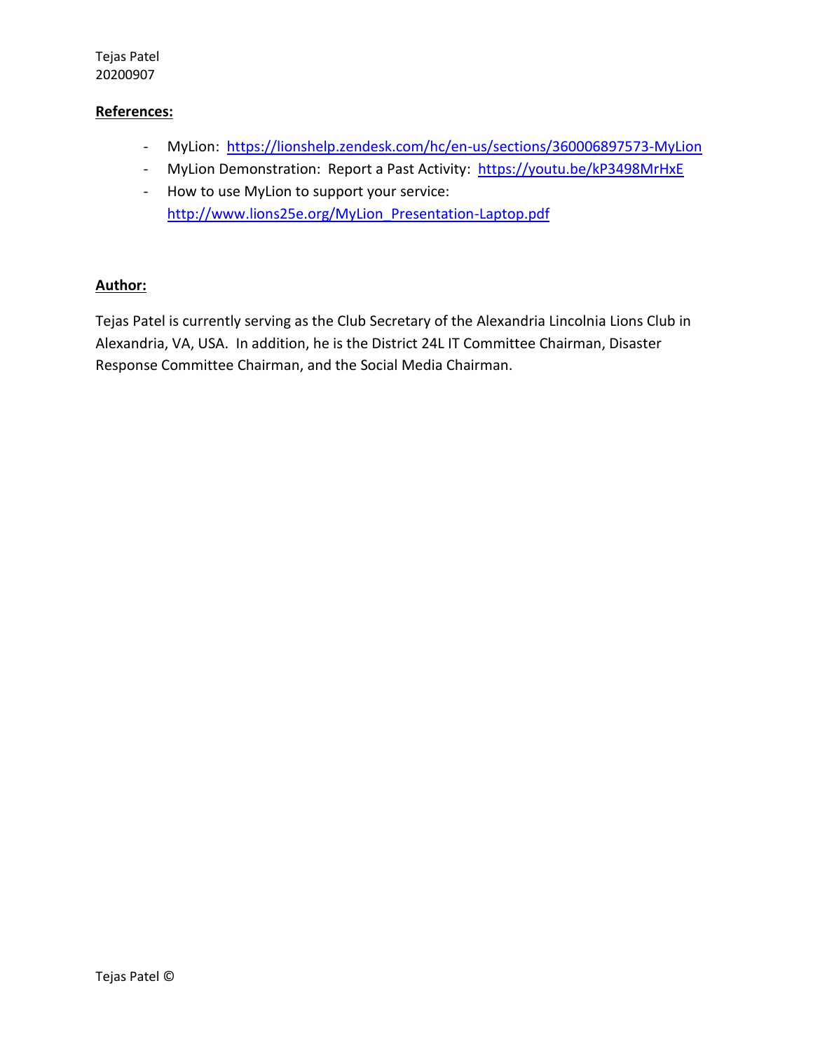Tejas Patel
20200907

**References:**

- MyLion: https://lionshelp.zendesk.com/hc/en-us/sections/360006897573-MyLion
- MyLion Demonstration: Report a Past Activity: https://youtu.be/kP3498MrHxE
- How to use MyLion to support your service: http://www.lions25e.org/MyLion_Presentation-Laptop.pdf

**Author:**

Tejas Patel is currently serving as the Club Secretary of the Alexandria Lincolnia Lions Club in Alexandria, VA, USA. In addition, he is the District 24L IT Committee Chairman, Disaster Response Committee Chairman, and the Social Media Chairman.